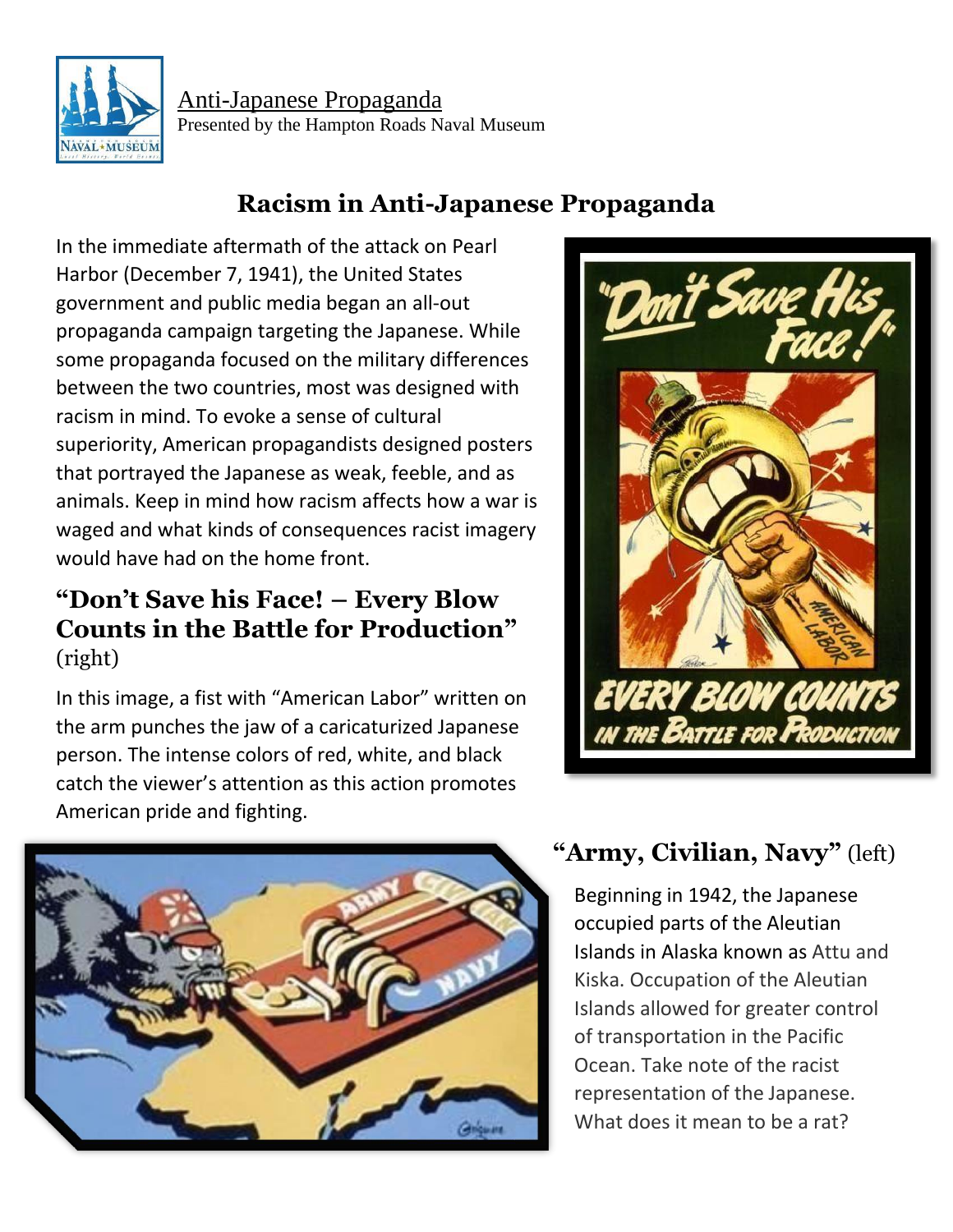Anti-Japanese Propaganda
Presented by the Hampton Roads Naval Museum

# Racism in Anti-Japanese Propaganda

In the immediate aftermath of the attack on Pearl Harbor (December 7, 1941), the United States government and public media began an all-out propaganda campaign targeting the Japanese. While some propaganda focused on the military differences between the two countries, most was designed with racism in mind. To evoke a sense of cultural superiority, American propagandists designed posters that portrayed the Japanese as weak, feeble, and as animals. Keep in mind how racism affects how a war is waged and what kinds of consequences racist imagery would have had on the home front.

## "Don't Save his Face! – Every Blow Counts in the Battle for Production" (right)

In this image, a fist with "American Labor" written on the arm punches the jaw of a caricaturized Japanese person. The intense colors of red, white, and black catch the viewer's attention as this action promotes American pride and fighting.

## "Army, Civilian, Navy" (left)

Beginning in 1942, the Japanese occupied parts of the Aleutian Islands in Alaska known as Attu and Kiska. Occupation of the Aleutian Islands allowed for greater control of transportation in the Pacific Ocean. Take note of the racist representation of the Japanese. What does it mean to be a rat?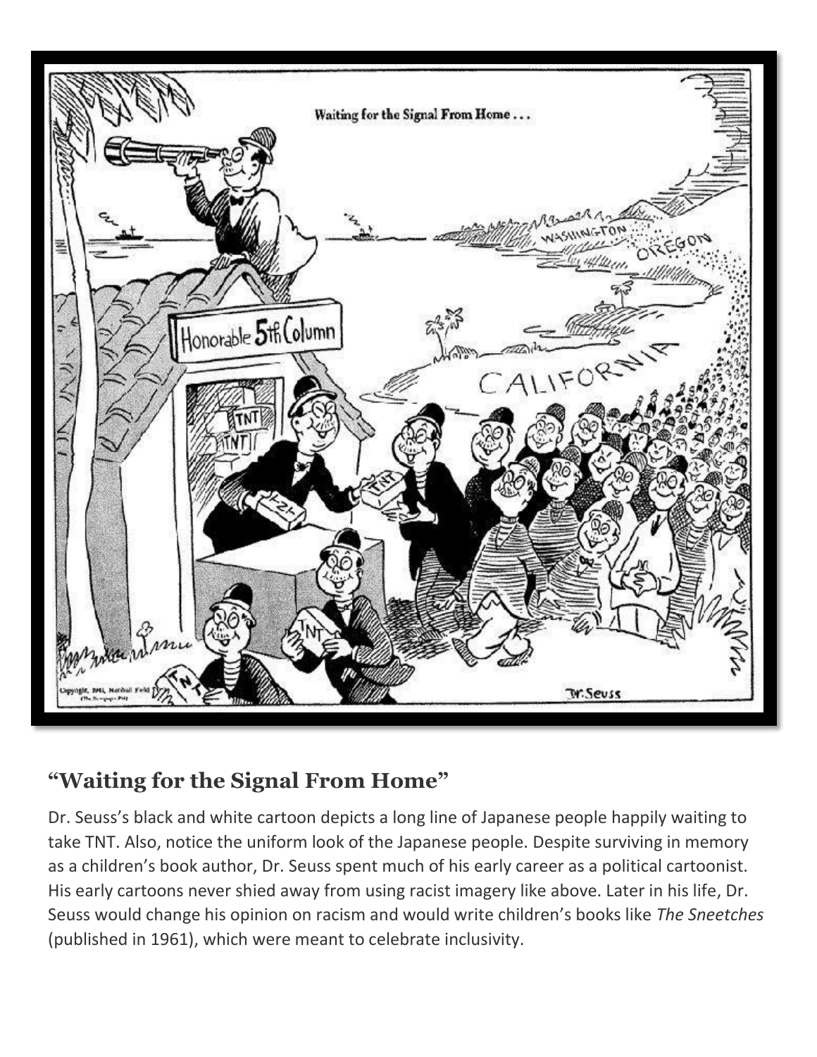## "Waiting for the Signal From Home"

Dr. Seuss's black and white cartoon depicts a long line of Japanese people happily waiting to take TNT. Also, notice the uniform look of the Japanese people. Despite surviving in memory as a children's book author, Dr. Seuss spent much of his early career as a political cartoonist. His early cartoons never shied away from using racist imagery like above. Later in his life, Dr. Seuss would change his opinion on racism and would write children's books like *The Sneetches* (published in 1961), which were meant to celebrate inclusivity.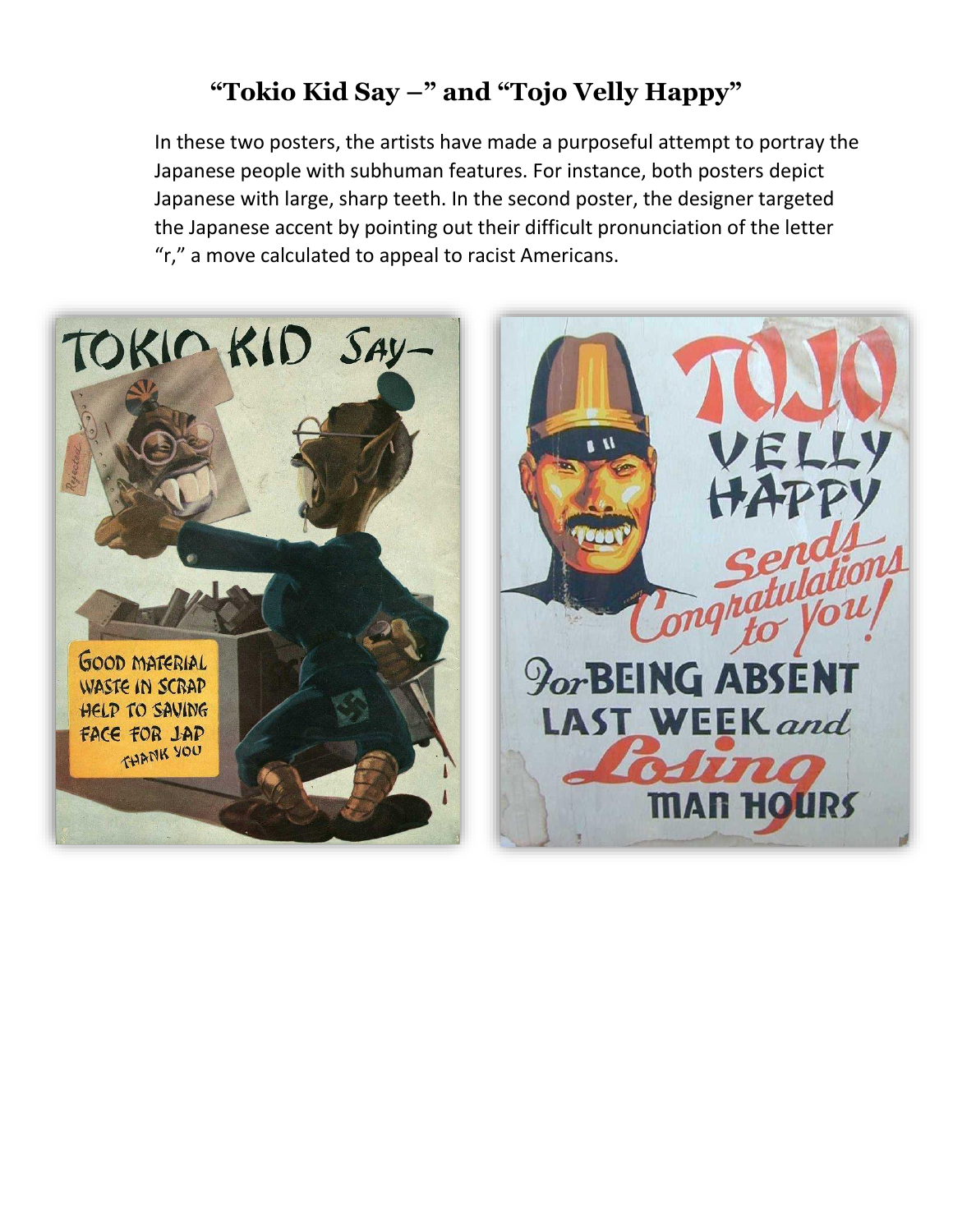## "Tokio Kid Say –" and "Tojo Velly Happy"

In these two posters, the artists have made a purposeful attempt to portray the Japanese people with subhuman features. For instance, both posters depict Japanese with large, sharp teeth. In the second poster, the designer targeted the Japanese accent by pointing out their difficult pronunciation of the letter "r," a move calculated to appeal to racist Americans.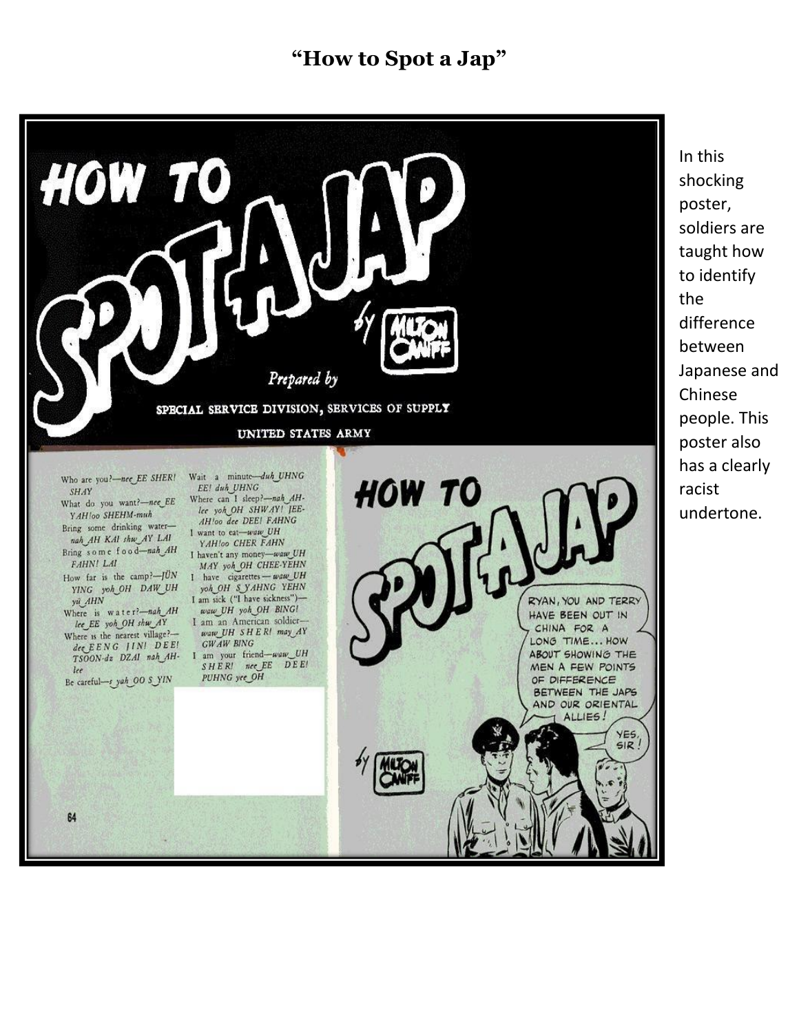# "How to Spot a Jap"

HOW TO SPOT A JAP

by MILTON CANIFF

Prepared by

SPECIAL SERVICE DIVISION, SERVICES OF SUPPLY

UNITED STATES ARMY

Who are you?—nee_EE SHER! SHAY

What do you want?—nee_EE YAH!oo SHEHM-muh

Bring some drinking water—nah_AH KAI shw_AY LAI

Bring some food—nah_AH FAHN! LAI

How far is the camp?—JŪN YING yoh_OH DAW_UH yü_AHN

Where is water?—nah_AH lee_EE yoh_OH shw_AY

Where is the nearest village?—dee_EENG JIN! DEE! TSOON-dz DZAI nah_AH-lee

Be careful—s_yah_OO S_YIN

Wait a minute—duh_UHNG EE! duh_UHNG

Where can I sleep?—nah_AH-lee yoh_OH SHWAY! JEE-AH!oo dee DEE! FAHNG

I want to eat—waw_UH YAH!oo CHER FAHN

I haven't any money—waw_UH MAY yoh_OH CHEE-YEHN

I have cigarettes—waw_UH yoh_OH S_YAHNG YEHN

I am sick ("I have sickness")—waw_UH yoh_OH BING!

I am an American soldier—waw_UH SHER! may_AY GWAW BING

I am your friend—waw_UH SHER! nee_EE DEE! PUHNG yee_OH

HOW TO SPOT A JAP

by MILTON CANIFF

RYAN, YOU AND TERRY HAVE BEEN OUT IN CHINA FOR A LONG TIME... HOW ABOUT SHOWING THE MEN A FEW POINTS OF DIFFERENCE BETWEEN THE JAPS AND OUR ORIENTAL ALLIES!

YES, SIR!

In this shocking poster, soldiers are taught how to identify the difference between Japanese and Chinese people. This poster also has a clearly racist undertone.